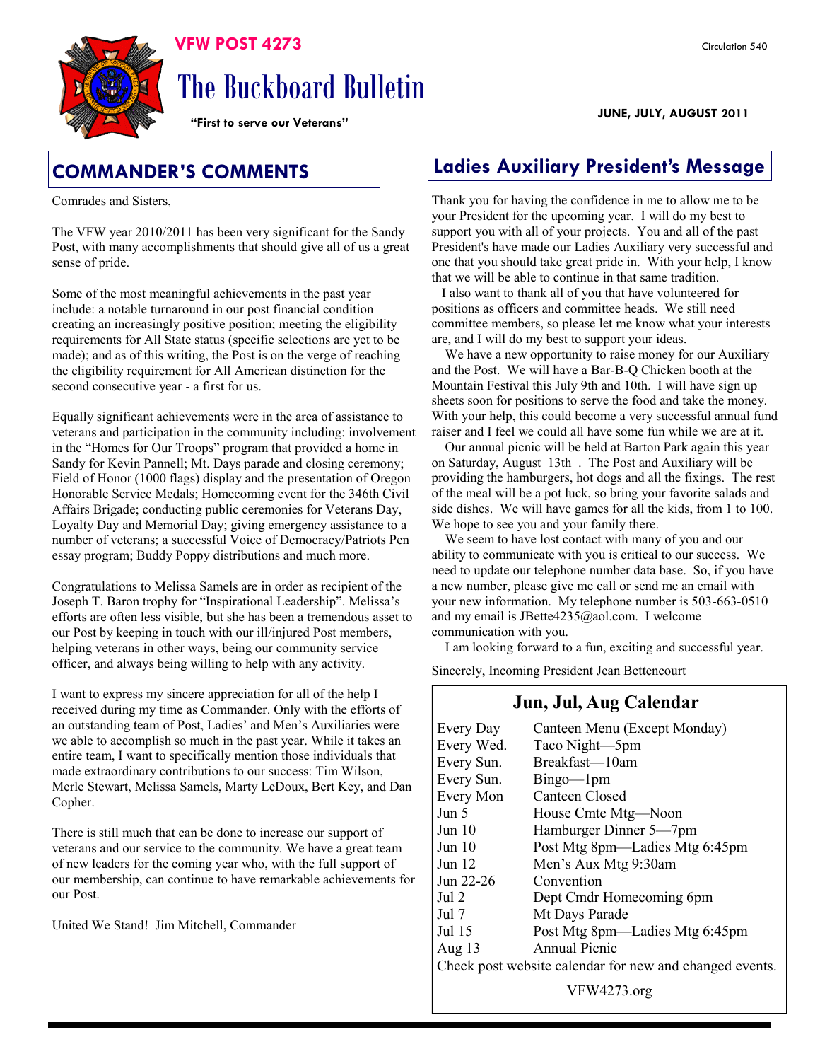**VFW POST 4273**

# The Buckboard Bulletin

**"First to serve our Veterans"**

Circulation 540

**JUNE, JULY, AUGUST 2011**

## COMMANDER'S COMMENTS

Comrades and Sisters,

The VFW year 2010/2011 has been very significant for the Sandy Post, with many accomplishments that should give all of us a great sense of pride.

Some of the most meaningful achievements in the past year include: a notable turnaround in our post financial condition creating an increasingly positive position; meeting the eligibility requirements for All State status (specific selections are yet to be made); and as of this writing, the Post is on the verge of reaching the eligibility requirement for All American distinction for the second consecutive year - a first for us.

Equally significant achievements were in the area of assistance to veterans and participation in the community including: involvement in the "Homes for Our Troops" program that provided a home in Sandy for Kevin Pannell; Mt. Days parade and closing ceremony; Field of Honor (1000 flags) display and the presentation of Oregon Honorable Service Medals; Homecoming event for the 346th Civil Affairs Brigade; conducting public ceremonies for Veterans Day, Loyalty Day and Memorial Day; giving emergency assistance to a number of veterans; a successful Voice of Democracy/Patriots Pen essay program; Buddy Poppy distributions and much more.

Congratulations to Melissa Samels are in order as recipient of the Joseph T. Baron trophy for "Inspirational Leadership". Melissa's efforts are often less visible, but she has been a tremendous asset to our Post by keeping in touch with our ill/injured Post members, helping veterans in other ways, being our community service officer, and always being willing to help with any activity.

I want to express my sincere appreciation for all of the help I received during my time as Commander. Only with the efforts of an outstanding team of Post, Ladies' and Men's Auxiliaries were we able to accomplish so much in the past year. While it takes an entire team, I want to specifically mention those individuals that made extraordinary contributions to our success: Tim Wilson, Merle Stewart, Melissa Samels, Marty LeDoux, Bert Key, and Dan Copher.

There is still much that can be done to increase our support of veterans and our service to the community. We have a great team of new leaders for the coming year who, with the full support of our membership, can continue to have remarkable achievements for our Post.

United We Stand! Jim Mitchell, Commander

## Ladies Auxiliary President's Message

Thank you for having the confidence in me to allow me to be your President for the upcoming year. I will do my best to support you with all of your projects. You and all of the past President's have made our Ladies Auxiliary very successful and one that you should take great pride in. With your help, I know that we will be able to continue in that same tradition.

I also want to thank all of you that have volunteered for positions as officers and committee heads. We still need committee members, so please let me know what your interests are, and I will do my best to support your ideas.

We have a new opportunity to raise money for our Auxiliary and the Post. We will have a Bar-B-Q Chicken booth at the Mountain Festival this July 9th and 10th. I will have sign up sheets soon for positions to serve the food and take the money. With your help, this could become a very successful annual fund raiser and I feel we could all have some fun while we are at it.

Our annual picnic will be held at Barton Park again this year on Saturday, August 13th . The Post and Auxiliary will be providing the hamburgers, hot dogs and all the fixings. The rest of the meal will be a pot luck, so bring your favorite salads and side dishes. We will have games for all the kids, from 1 to 100. We hope to see you and your family there.

We seem to have lost contact with many of you and our ability to communicate with you is critical to our success. We need to update our telephone number data base. So, if you have a new number, please give me call or send me an email with your new information. My telephone number is 503-663-0510 and my email is JBette4235@aol.com. I welcome communication with you.

I am looking forward to a fun, exciting and successful year.

Sincerely, Incoming President Jean Bettencourt

## Jun, Jul, Aug Calendar

| | |
|---|---|
| Every Day | Canteen Menu (Except Monday) |
| Every Wed. | Taco Night—5pm |
| Every Sun. | Breakfast—10am |
| Every Sun. | Bingo—1pm |
| Every Mon | Canteen Closed |
| Jun 5 | House Cmte Mtg—Noon |
| Jun 10 | Hamburger Dinner 5—7pm |
| Jun 10 | Post Mtg 8pm—Ladies Mtg 6:45pm |
| Jun 12 | Men's Aux Mtg 9:30am |
| Jun 22-26 | Convention |
| Jul 2 | Dept Cmdr Homecoming 6pm |
| Jul 7 | Mt Days Parade |
| Jul 15 | Post Mtg 8pm—Ladies Mtg 6:45pm |
| Aug 13 | Annual Picnic |

Check post website calendar for new and changed events.

VFW4273.org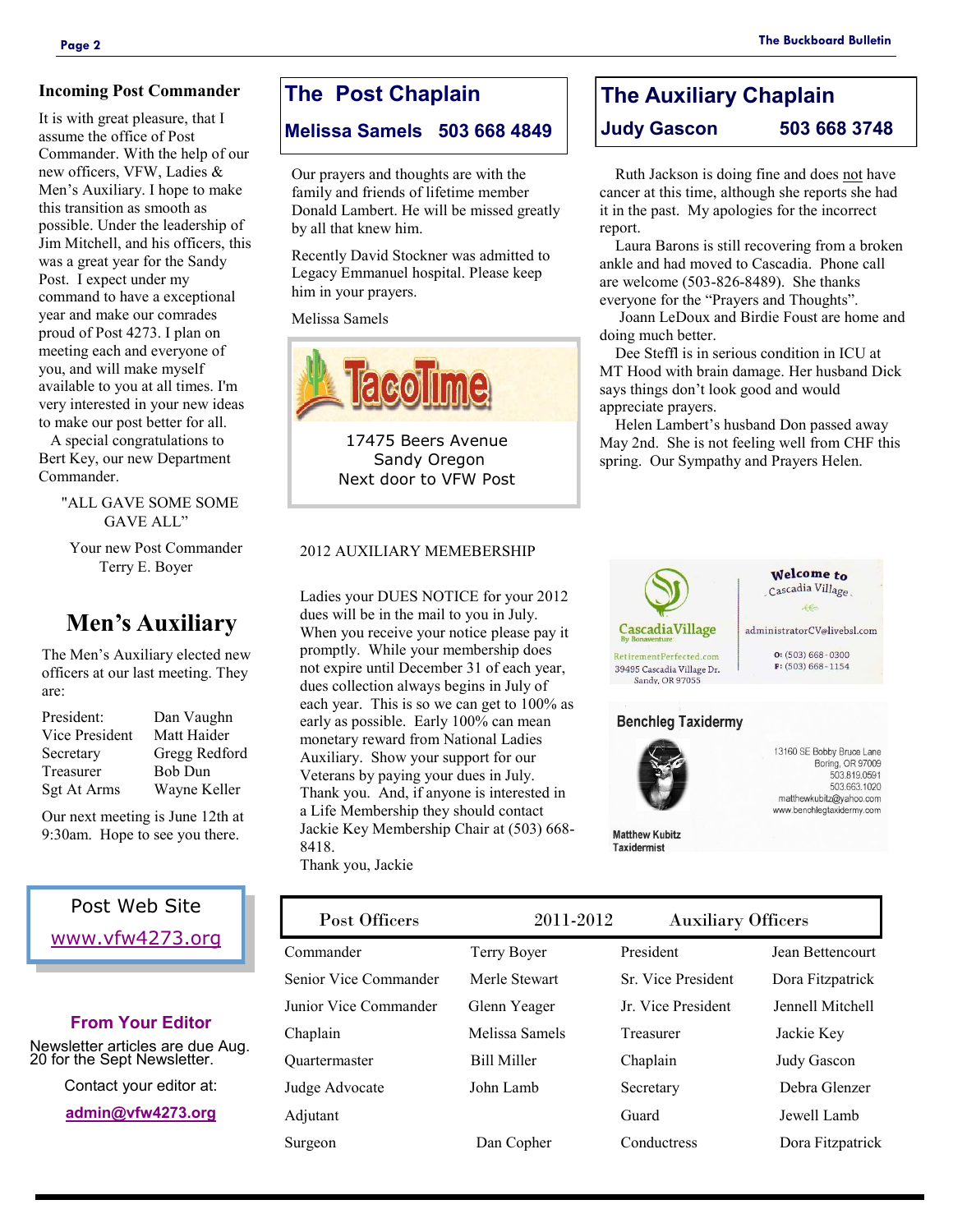### Incoming Post Commander

It is with great pleasure, that I assume the office of Post Commander. With the help of our new officers, VFW, Ladies & Men's Auxiliary. I hope to make this transition as smooth as possible. Under the leadership of Jim Mitchell, and his officers, this was a great year for the Sandy Post. I expect under my command to have a exceptional year and make our comrades proud of Post 4273. I plan on meeting each and everyone of you, and will make myself available to you at all times. I'm very interested in your new ideas to make our post better for all.

A special congratulations to Bert Key, our new Department Commander.

"ALL GAVE SOME SOME GAVE ALL"

Your new Post Commander
Terry E. Boyer

## Men's Auxiliary

The Men's Auxiliary elected new officers at our last meeting. They are:

| | |
|---|---|
| President: | Dan Vaughn |
| Vice President | Matt Haider |
| Secretary | Gregg Redford |
| Treasurer | Bob Dun |
| Sgt At Arms | Wayne Keller |

Our next meeting is June 12th at 9:30am. Hope to see you there.

**Post Web Site**
www.vfw4273.org

### From Your Editor

Newsletter articles are due Aug. 20 for the Sept Newsletter.

Contact your editor at:

**admin@vfw4273.org**

## The Post Chaplain

**Melissa Samels 503 668 4849**

Our prayers and thoughts are with the family and friends of lifetime member Donald Lambert. He will be missed greatly by all that knew him.

Recently David Stockner was admitted to Legacy Emmanuel hospital. Please keep him in your prayers.

Melissa Samels

**TacoTime**
17475 Beers Avenue
Sandy Oregon
Next door to VFW Post

2012 AUXILIARY MEMEBERSHIP

Ladies your DUES NOTICE for your 2012 dues will be in the mail to you in July. When you receive your notice please pay it promptly. While your membership does not expire until December 31 of each year, dues collection always begins in July of each year. This is so we can get to 100% as early as possible. Early 100% can mean monetary reward from National Ladies Auxiliary. Show your support for our Veterans by paying your dues in July. Thank you. And, if anyone is interested in a Life Membership they should contact Jackie Key Membership Chair at (503) 668-8418.
Thank you, Jackie

## The Auxiliary Chaplain

**Judy Gascon 503 668 3748**

Ruth Jackson is doing fine and does not have cancer at this time, although she reports she had it in the past. My apologies for the incorrect report.

Laura Barons is still recovering from a broken ankle and had moved to Cascadia. Phone call are welcome (503-826-8489). She thanks everyone for the "Prayers and Thoughts".

Joann LeDoux and Birdie Foust are home and doing much better.

Dee Steffl is in serious condition in ICU at MT Hood with brain damage. Her husband Dick says things don't look good and would appreciate prayers.

Helen Lambert's husband Don passed away May 2nd. She is not feeling well from CHF this spring. Our Sympathy and Prayers Helen.

**Cascadia Village** By Bonaventure
RetirementPerfected.com
39495 Cascadia Village Dr.
Sandy, OR 97055
Welcome to Cascadia Village
administratorCV@livebsl.com
O: (503) 668-0300
F: (503) 668-1154

**Benchleg Taxidermy**
13160 SE Bobby Bruce Lane
Boring, OR 97009
503.819.0591
503.663.1020
matthewkubitz@yahoo.com
www.benchlegtaxidermy.com
Matthew Kubitz
Taxidermist

| Post Officers | 2011-2012 | Auxiliary Officers | |
|---|---|---|---|
| Commander | Terry Boyer | President | Jean Bettencourt |
| Senior Vice Commander | Merle Stewart | Sr. Vice President | Dora Fitzpatrick |
| Junior Vice Commander | Glenn Yeager | Jr. Vice President | Jennell Mitchell |
| Chaplain | Melissa Samels | Treasurer | Jackie Key |
| Quartermaster | Bill Miller | Chaplain | Judy Gascon |
| Judge Advocate | John Lamb | Secretary | Debra Glenzer |
| Adjutant | | Guard | Jewell Lamb |
| Surgeon | Dan Copher | Conductress | Dora Fitzpatrick |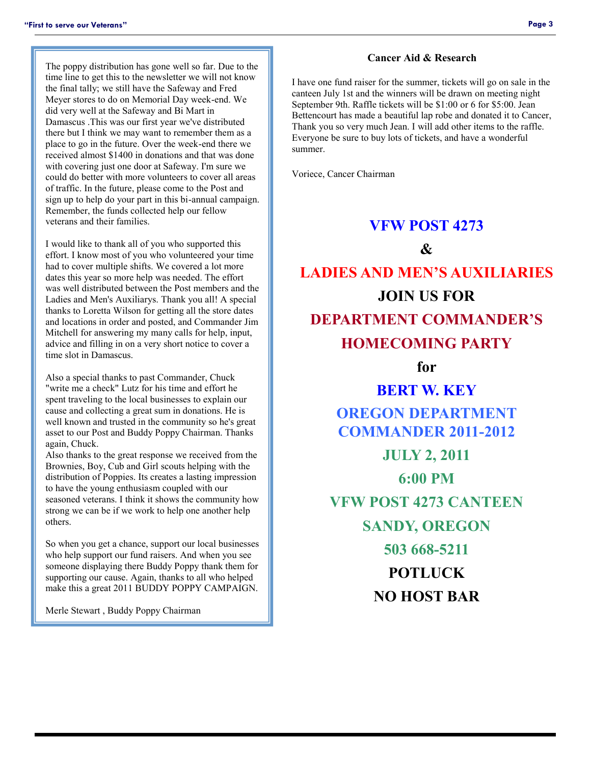The poppy distribution has gone well so far. Due to the time line to get this to the newsletter we will not know the final tally; we still have the Safeway and Fred Meyer stores to do on Memorial Day week-end. We did very well at the Safeway and Bi Mart in Damascus .This was our first year we've distributed there but I think we may want to remember them as a place to go in the future. Over the week-end there we received almost $1400 in donations and that was done with covering just one door at Safeway. I'm sure we could do better with more volunteers to cover all areas of traffic. In the future, please come to the Post and sign up to help do your part in this bi-annual campaign. Remember, the funds collected help our fellow veterans and their families.

I would like to thank all of you who supported this effort. I know most of you who volunteered your time had to cover multiple shifts. We covered a lot more dates this year so more help was needed. The effort was well distributed between the Post members and the Ladies and Men's Auxiliarys. Thank you all! A special thanks to Loretta Wilson for getting all the store dates and locations in order and posted, and Commander Jim Mitchell for answering my many calls for help, input, advice and filling in on a very short notice to cover a time slot in Damascus.

Also a special thanks to past Commander, Chuck "write me a check" Lutz for his time and effort he spent traveling to the local businesses to explain our cause and collecting a great sum in donations. He is well known and trusted in the community so he's great asset to our Post and Buddy Poppy Chairman. Thanks again, Chuck.

Also thanks to the great response we received from the Brownies, Boy, Cub and Girl scouts helping with the distribution of Poppies. Its creates a lasting impression to have the young enthusiasm coupled with our seasoned veterans. I think it shows the community how strong we can be if we work to help one another help others.

So when you get a chance, support our local businesses who help support our fund raisers. And when you see someone displaying there Buddy Poppy thank them for supporting our cause. Again, thanks to all who helped make this a great 2011 BUDDY POPPY CAMPAIGN.

Merle Stewart , Buddy Poppy Chairman

### Cancer Aid & Research

I have one fund raiser for the summer, tickets will go on sale in the canteen July 1st and the winners will be drawn on meeting night September 9th. Raffle tickets will be $1:00 or 6 for $5:00. Jean Bettencourt has made a beautiful lap robe and donated it to Cancer, Thank you so very much Jean. I will add other items to the raffle. Everyone be sure to buy lots of tickets, and have a wonderful summer.

Voriece, Cancer Chairman

## VFW POST 4273

## &

## LADIES AND MEN'S AUXILIARIES

## JOIN US FOR

## DEPARTMENT COMMANDER'S HOMECOMING PARTY

## for

## BERT W. KEY

## OREGON DEPARTMENT COMMANDER 2011-2012

## JULY 2, 2011

## 6:00 PM

## VFW POST 4273 CANTEEN

## SANDY, OREGON

## 503 668-5211

## POTLUCK

## NO HOST BAR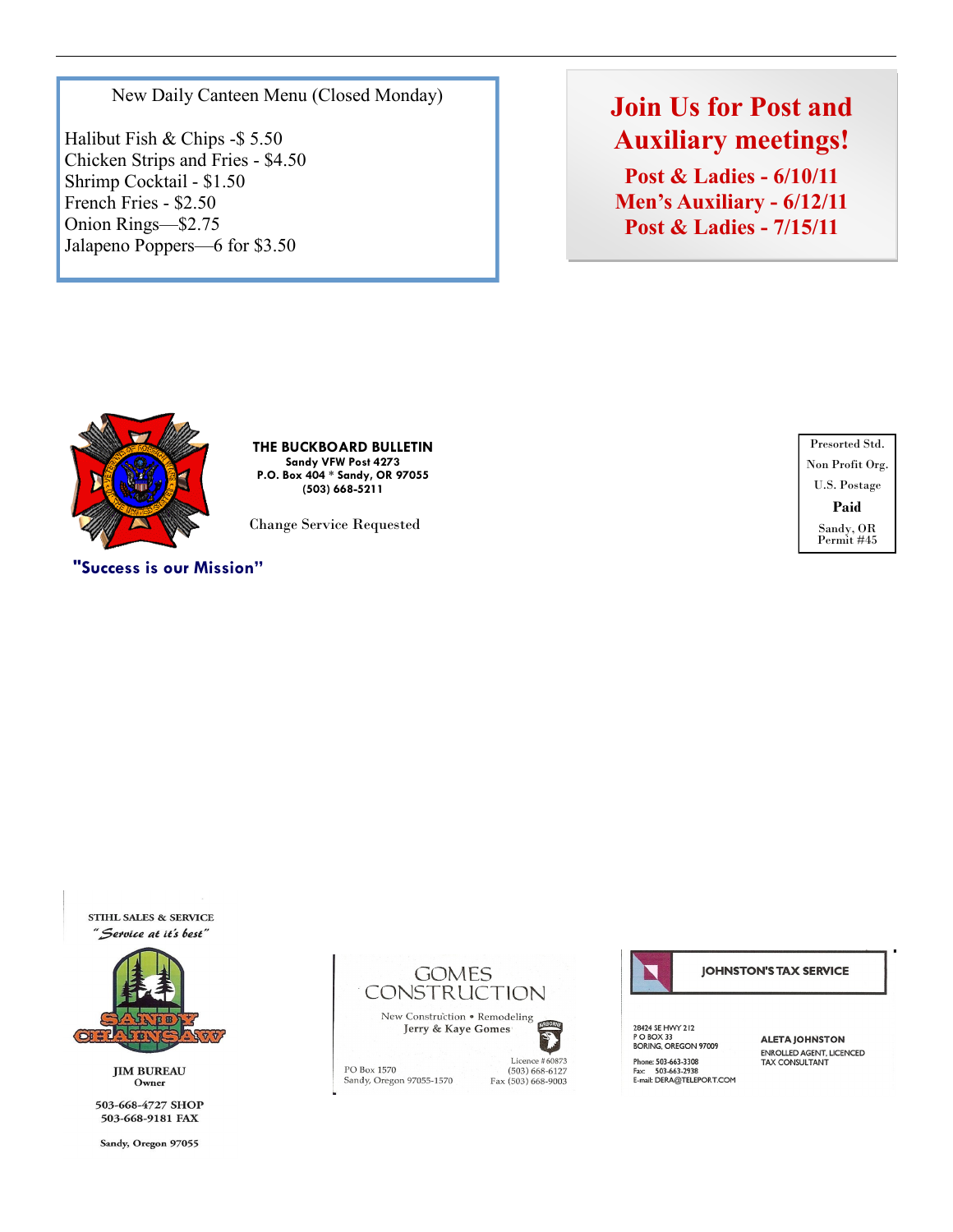New Daily Canteen Menu (Closed Monday)

Halibut Fish & Chips -$ 5.50
Chicken Strips and Fries - $4.50
Shrimp Cocktail - $1.50
French Fries - $2.50
Onion Rings—$2.75
Jalapeno Poppers—6 for $3.50

## Join Us for Post and Auxiliary meetings!

**Post & Ladies - 6/10/11**
**Men's Auxiliary - 6/12/11**
**Post & Ladies - 7/15/11**

**THE BUCKBOARD BULLETIN**
**Sandy VFW Post 4273**
**P.O. Box 404 * Sandy, OR 97055**
**(503) 668-5211**

Change Service Requested

**"Success is our Mission"**

Presorted Std.
Non Profit Org.
U.S. Postage
**Paid**
Sandy, OR
Permit #45

STIHL SALES & SERVICE
*"Service at it's best"*
SANDY CHAINSAW
JIM BUREAU
Owner
503-668-4727 SHOP
503-668-9181 FAX
Sandy, Oregon 97055

GOMES CONSTRUCTION
New Construction • Remodeling
Jerry & Kaye Gomes
Licence # 60873
PO Box 1570
Sandy, Oregon 97055-1570
(503) 668-6127
Fax (503) 668-9003

JOHNSTON'S TAX SERVICE
28424 SE HWY 212
P O BOX 33
BORING, OREGON 97009
Phone: 503-663-3308
Fax: 503-663-2938
E-mail: DERA@TELEPORT.COM
ALETA JOHNSTON
ENROLLED AGENT, LICENCED TAX CONSULTANT